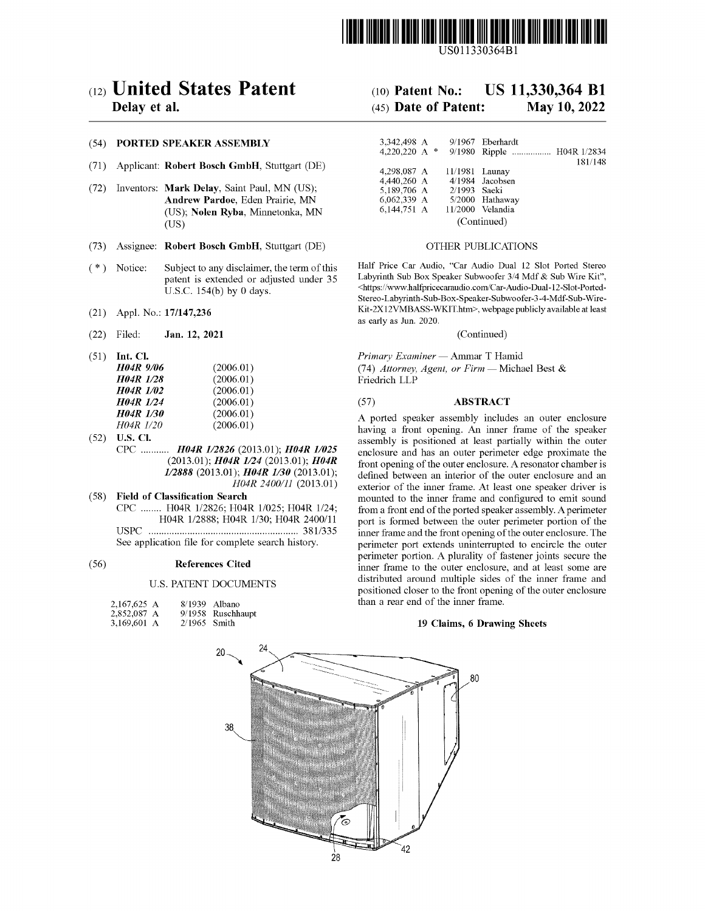US011330364B1

# (12) United States Patent
**Delay et al.**

**(10) Patent No.: US 11,330,364 B1**

**(45) Date of Patent: May 10, 2022**

## (54) PORTED SPEAKER ASSEMBLY

(71) Applicant: **Robert Bosch GmbH**, Stuttgart (DE)

(72) Inventors: **Mark Delay**, Saint Paul, MN (US); **Andrew Pardoe**, Eden Prairie, MN (US); **Nolen Ryba**, Minnetonka, MN (US)

(73) Assignee: **Robert Bosch GmbH**, Stuttgart (DE)

( * ) Notice: Subject to any disclaimer, the term of this patent is extended or adjusted under 35 U.S.C. 154(b) by 0 days.

(21) Appl. No.: **17/147,236**

(22) Filed: **Jan. 12, 2021**

(51) **Int. Cl.**

| | |
|---|---|
| ***H04R 9/06*** | (2006.01) |
| ***H04R 1/28*** | (2006.01) |
| ***H04R 1/02*** | (2006.01) |
| ***H04R 1/24*** | (2006.01) |
| ***H04R 1/30*** | (2006.01) |
| *H04R 1/20* | (2006.01) |

(52) **U.S. Cl.**
CPC ........... ***H04R 1/2826*** (2013.01); ***H04R 1/025*** (2013.01); ***H04R 1/24*** (2013.01); ***H04R 1/2888*** (2013.01); ***H04R 1/30*** (2013.01); *H04R 2400/11* (2013.01)

(58) **Field of Classification Search**
CPC ........ H04R 1/2826; H04R 1/025; H04R 1/24; H04R 1/2888; H04R 1/30; H04R 2400/11
USPC .......................................................... 381/335
See application file for complete search history.

## (56) References Cited

U.S. PATENT DOCUMENTS

| | | |
|---|---|---|
| 2,167,625 A | 8/1939 | Albano |
| 2,852,087 A | 9/1958 | Ruschhaupt |
| 3,169,601 A | 2/1965 | Smith |
| 3,342,498 A | 9/1967 | Eberhardt |
| 4,220,220 A * | 9/1980 | Ripple ................. H04R 1/2834 181/148 |
| 4,298,087 A | 11/1981 | Launay |
| 4,440,260 A | 4/1984 | Jacobsen |
| 5,189,706 A | 2/1993 | Saeki |
| 6,062,339 A | 5/2000 | Hathaway |
| 6,144,751 A | 11/2000 | Velandia |

(Continued)

OTHER PUBLICATIONS

Half Price Car Audio, "Car Audio Dual 12 Slot Ported Stereo Labyrinth Sub Box Speaker Subwoofer 3/4 Mdf & Sub Wire Kit", <https://www.halfpricecaraudio.com/Car-Audio-Dual-12-Slot-Ported-Stereo-Labyrinth-Sub-Box-Speaker-Subwoofer-3-4-Mdf-Sub-Wire-Kit-2X12VMBASS-WKIT.htm>, webpage publicly available at least as early as Jun. 2020.

(Continued)

*Primary Examiner* — Ammar T Hamid
(74) *Attorney, Agent, or Firm* — Michael Best & Friedrich LLP

## (57) ABSTRACT

A ported speaker assembly includes an outer enclosure having a front opening. An inner frame of the speaker assembly is positioned at least partially within the outer enclosure and has an outer perimeter edge proximate the front opening of the outer enclosure. A resonator chamber is defined between an interior of the outer enclosure and an exterior of the inner frame. At least one speaker driver is mounted to the inner frame and configured to emit sound from a front end of the ported speaker assembly. A perimeter port is formed between the outer perimeter portion of the inner frame and the front opening of the outer enclosure. The perimeter port extends uninterrupted to encircle the outer perimeter portion. A plurality of fastener joints secure the inner frame to the outer enclosure, and at least some are distributed around multiple sides of the inner frame and positioned closer to the front opening of the outer enclosure than a rear end of the inner frame.

**19 Claims, 6 Drawing Sheets**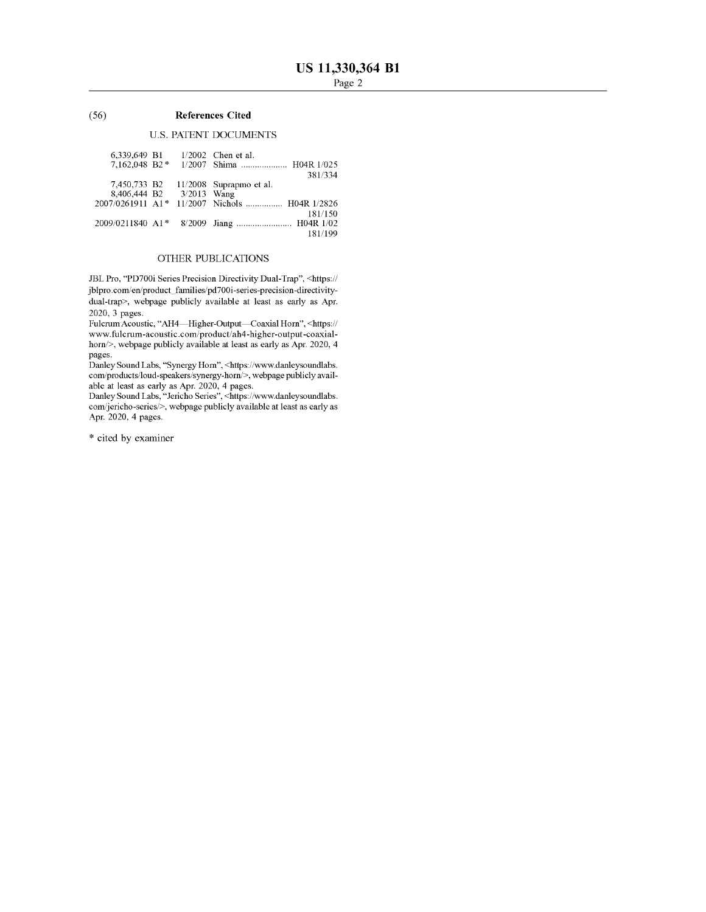## (56) References Cited

### U.S. PATENT DOCUMENTS

| | | | |
|---|---|---|---|
| 6,339,649 B1 | 1/2002 | Chen et al. | |
| 7,162,048 B2 * | 1/2007 | Shima | H04R 1/025 381/334 |
| 7,450,733 B2 | 11/2008 | Suprapmo et al. | |
| 8,406,444 B2 | 3/2013 | Wang | |
| 2007/0261911 A1 * | 11/2007 | Nichols | H04R 1/2826 181/150 |
| 2009/0211840 A1 * | 8/2009 | Jiang | H04R 1/02 181/199 |

### OTHER PUBLICATIONS

JBL Pro, "PD700i Series Precision Directivity Dual-Trap", <https://jblpro.com/en/product_families/pd700i-series-precision-directivity-dual-trap>, webpage publicly available at least as early as Apr. 2020, 3 pages.

Fulcrum Acoustic, "AH4—Higher-Output—Coaxial Horn", <https://www.fulcrum-acoustic.com/product/ah4-higher-output-coaxial-horn/>, webpage publicly available at least as early as Apr. 2020, 4 pages.

Danley Sound Labs, "Synergy Horn", <https://www.danleysoundlabs.com/products/loud-speakers/synergy-horn/>, webpage publicly available at least as early as Apr. 2020, 4 pages.

Danley Sound Labs, "Jericho Series", <https://www.danleysoundlabs.com/jericho-series/>, webpage publicly available at least as early as Apr. 2020, 4 pages.

* cited by examiner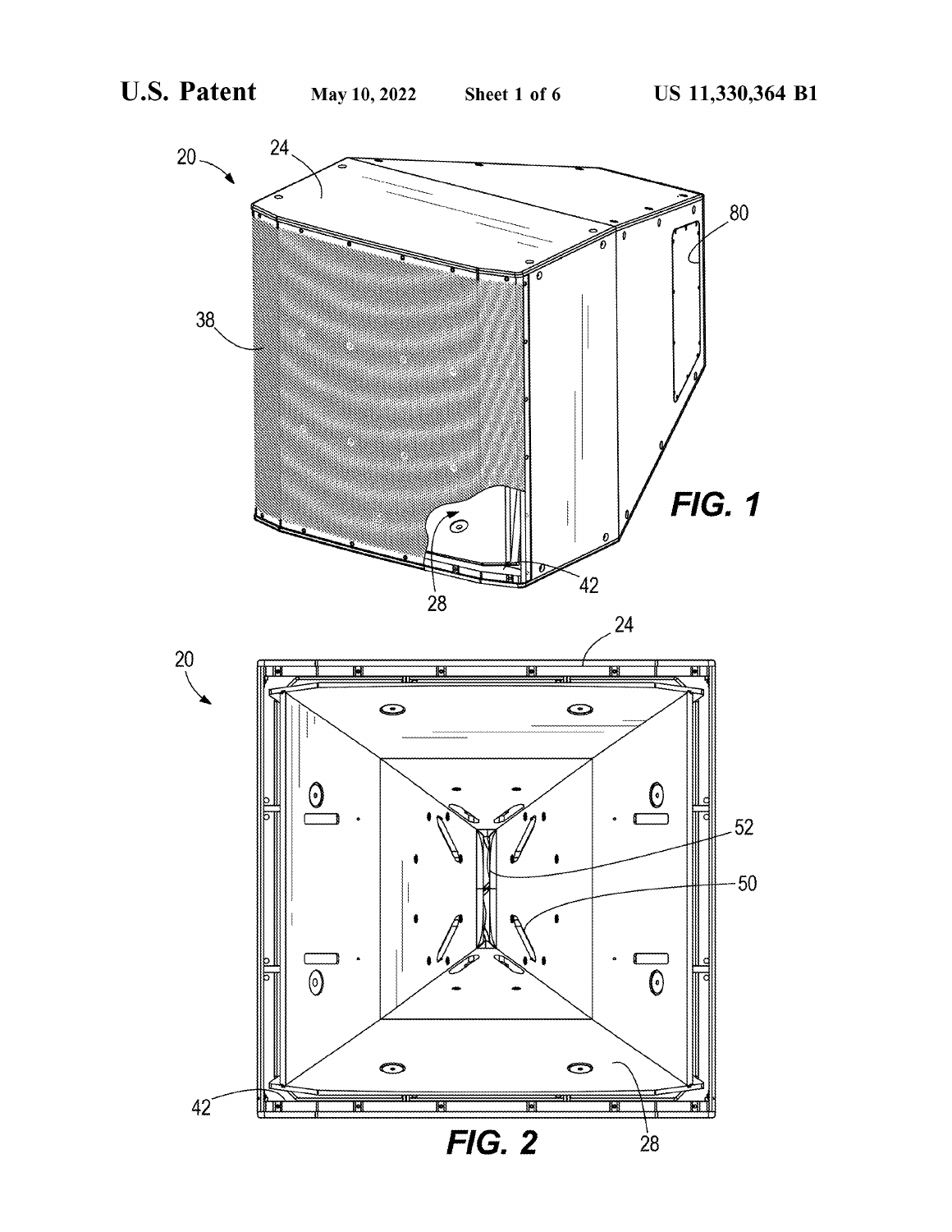**FIG. 1**

**FIG. 2**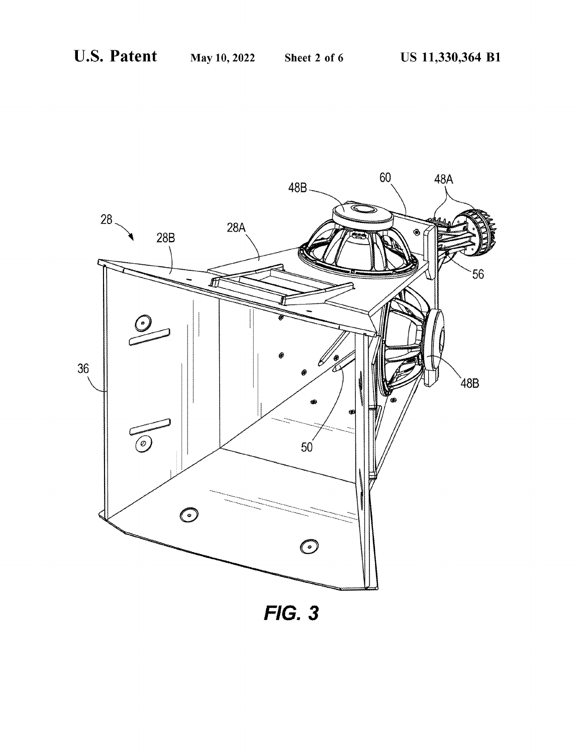FIG. 3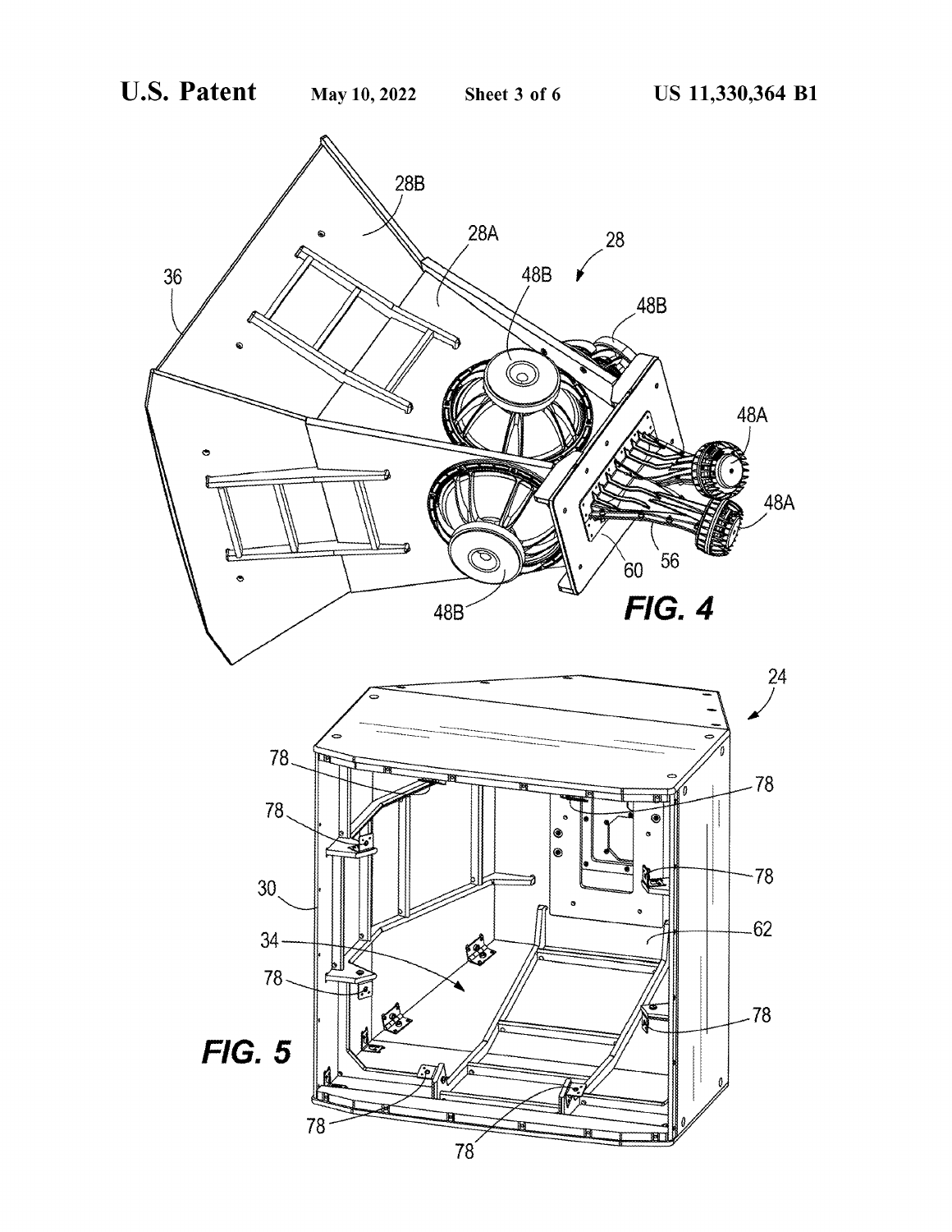FIG. 4

FIG. 5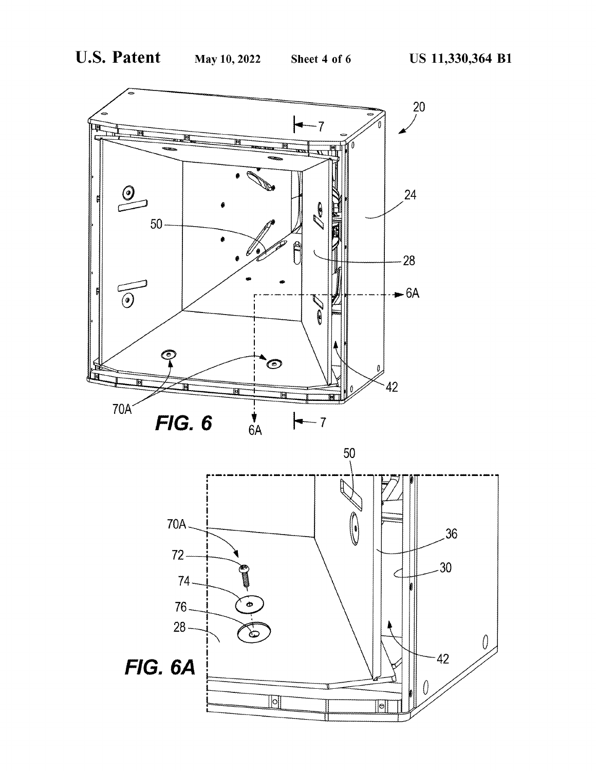FIG. 6

FIG. 6A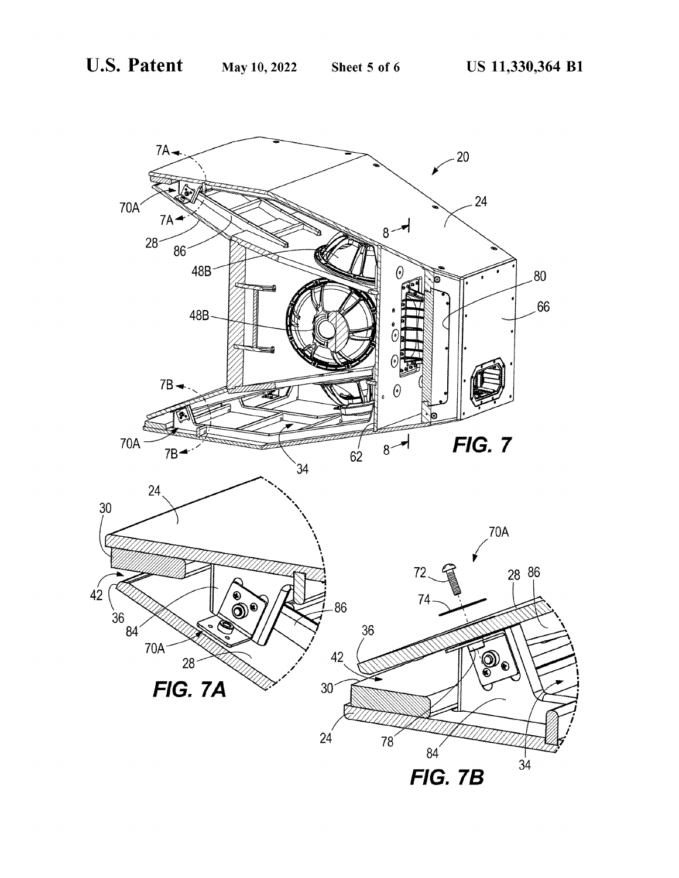FIG. 7

FIG. 7A

FIG. 7B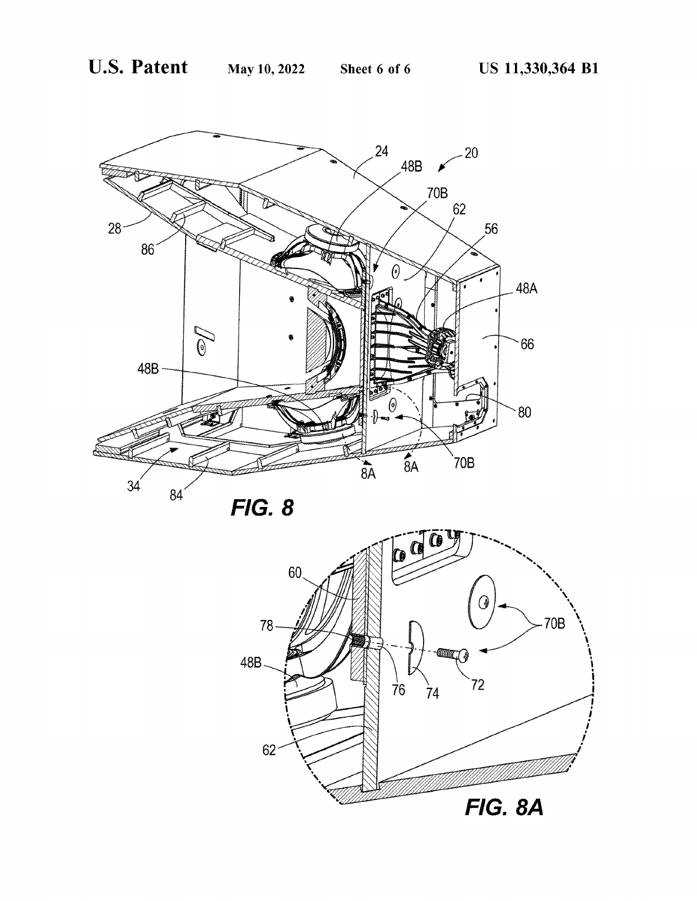FIG. 8

FIG. 8A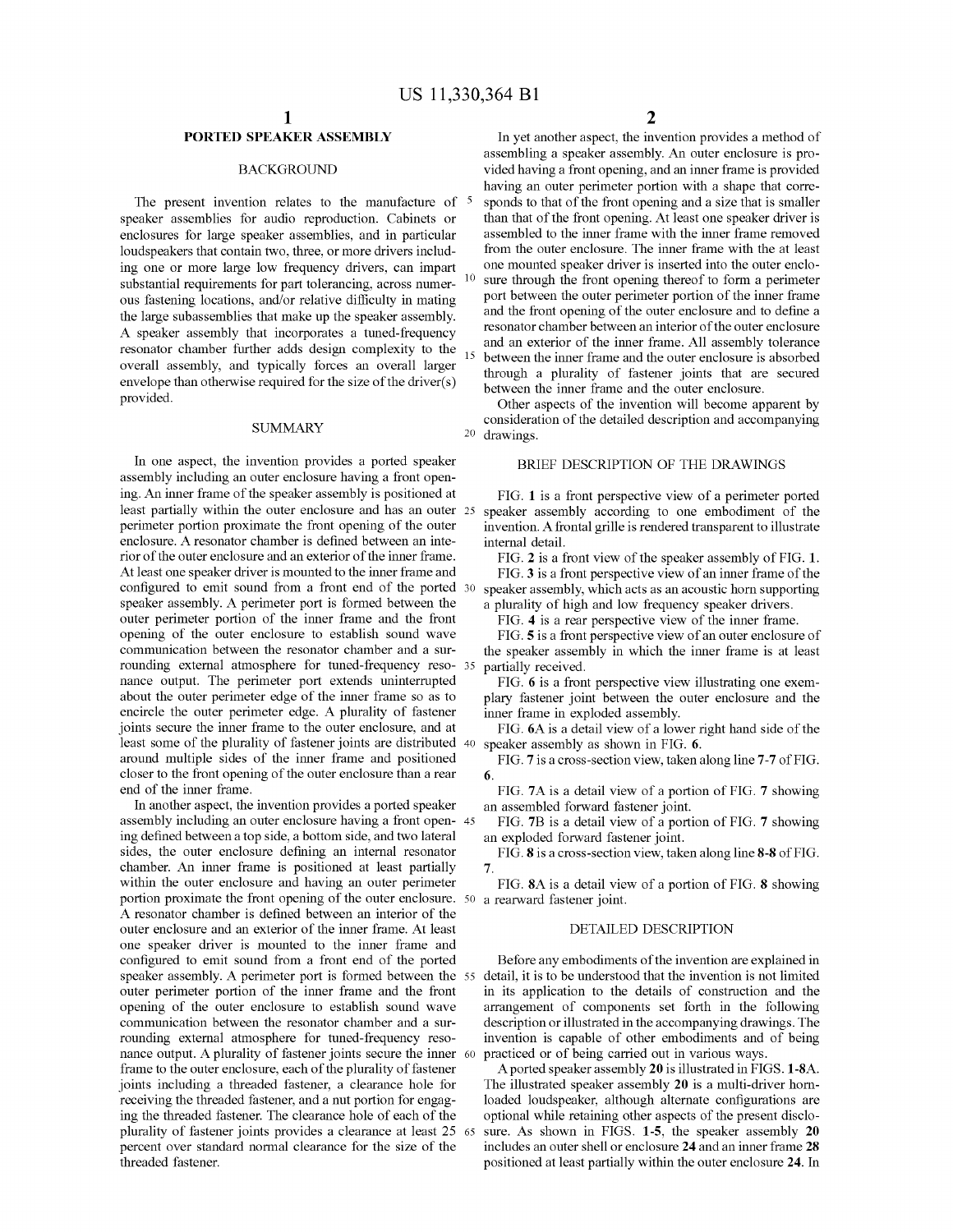**PORTED SPEAKER ASSEMBLY**

## BACKGROUND

The present invention relates to the manufacture of speaker assemblies for audio reproduction. Cabinets or enclosures for large speaker assemblies, and in particular loudspeakers that contain two, three, or more drivers including one or more large low frequency drivers, can impart substantial requirements for part tolerancing, across numerous fastening locations, and/or relative difficulty in mating the large subassemblies that make up the speaker assembly. A speaker assembly that incorporates a tuned-frequency resonator chamber further adds design complexity to the overall assembly, and typically forces an overall larger envelope than otherwise required for the size of the driver(s) provided.

## SUMMARY

In one aspect, the invention provides a ported speaker assembly including an outer enclosure having a front opening. An inner frame of the speaker assembly is positioned at least partially within the outer enclosure and has an outer perimeter portion proximate the front opening of the outer enclosure. A resonator chamber is defined between an interior of the outer enclosure and an exterior of the inner frame. At least one speaker driver is mounted to the inner frame and configured to emit sound from a front end of the ported speaker assembly. A perimeter port is formed between the outer perimeter portion of the inner frame and the front opening of the outer enclosure to establish sound wave communication between the resonator chamber and a surrounding external atmosphere for tuned-frequency resonance output. The perimeter port extends uninterrupted about the outer perimeter edge of the inner frame so as to encircle the outer perimeter edge. A plurality of fastener joints secure the inner frame to the outer enclosure, and at least some of the plurality of fastener joints are distributed around multiple sides of the inner frame and positioned closer to the front opening of the outer enclosure than a rear end of the inner frame.

In another aspect, the invention provides a ported speaker assembly including an outer enclosure having a front opening defined between a top side, a bottom side, and two lateral sides, the outer enclosure defining an internal resonator chamber. An inner frame is positioned at least partially within the outer enclosure and having an outer perimeter portion proximate the front opening of the outer enclosure. A resonator chamber is defined between an interior of the outer enclosure and an exterior of the inner frame. At least one speaker driver is mounted to the inner frame and configured to emit sound from a front end of the ported speaker assembly. A perimeter port is formed between the outer perimeter portion of the inner frame and the front opening of the outer enclosure to establish sound wave communication between the resonator chamber and a surrounding external atmosphere for tuned-frequency resonance output. A plurality of fastener joints secure the inner frame to the outer enclosure, each of the plurality of fastener joints including a threaded fastener, a clearance hole for receiving the threaded fastener, and a nut portion for engaging the threaded fastener. The clearance hole of each of the plurality of fastener joints provides a clearance at least 25 percent over standard normal clearance for the size of the threaded fastener.

In yet another aspect, the invention provides a method of assembling a speaker assembly. An outer enclosure is provided having a front opening, and an inner frame is provided having an outer perimeter portion with a shape that corresponds to that of the front opening and a size that is smaller than that of the front opening. At least one speaker driver is assembled to the inner frame with the inner frame removed from the outer enclosure. The inner frame with the at least one mounted speaker driver is inserted into the outer enclosure through the front opening thereof to form a perimeter port between the outer perimeter portion of the inner frame and the front opening of the outer enclosure and to define a resonator chamber between an interior of the outer enclosure and an exterior of the inner frame. All assembly tolerance between the inner frame and the outer enclosure is absorbed through a plurality of fastener joints that are secured between the inner frame and the outer enclosure.

Other aspects of the invention will become apparent by consideration of the detailed description and accompanying drawings.

## BRIEF DESCRIPTION OF THE DRAWINGS

FIG. **1** is a front perspective view of a perimeter ported speaker assembly according to one embodiment of the invention. A frontal grille is rendered transparent to illustrate internal detail.

FIG. **2** is a front view of the speaker assembly of FIG. **1**.

FIG. **3** is a front perspective view of an inner frame of the speaker assembly, which acts as an acoustic horn supporting a plurality of high and low frequency speaker drivers.

FIG. **4** is a rear perspective view of the inner frame.

FIG. **5** is a front perspective view of an outer enclosure of the speaker assembly in which the inner frame is at least partially received.

FIG. **6** is a front perspective view illustrating one exemplary fastener joint between the outer enclosure and the inner frame in exploded assembly.

FIG. **6A** is a detail view of a lower right hand side of the speaker assembly as shown in FIG. **6**.

FIG. **7** is a cross-section view, taken along line **7-7** of FIG. **6**.

FIG. **7A** is a detail view of a portion of FIG. **7** showing an assembled forward fastener joint.

FIG. **7B** is a detail view of a portion of FIG. **7** showing an exploded forward fastener joint.

FIG. **8** is a cross-section view, taken along line **8-8** of FIG. **7**.

FIG. **8A** is a detail view of a portion of FIG. **8** showing a rearward fastener joint.

## DETAILED DESCRIPTION

Before any embodiments of the invention are explained in detail, it is to be understood that the invention is not limited in its application to the details of construction and the arrangement of components set forth in the following description or illustrated in the accompanying drawings. The invention is capable of other embodiments and of being practiced or of being carried out in various ways.

A ported speaker assembly **20** is illustrated in FIGS. **1-8A**. The illustrated speaker assembly **20** is a multi-driver horn-loaded loudspeaker, although alternate configurations are optional while retaining other aspects of the present disclosure. As shown in FIGS. **1-5**, the speaker assembly **20** includes an outer shell or enclosure **24** and an inner frame **28** positioned at least partially within the outer enclosure **24**. In